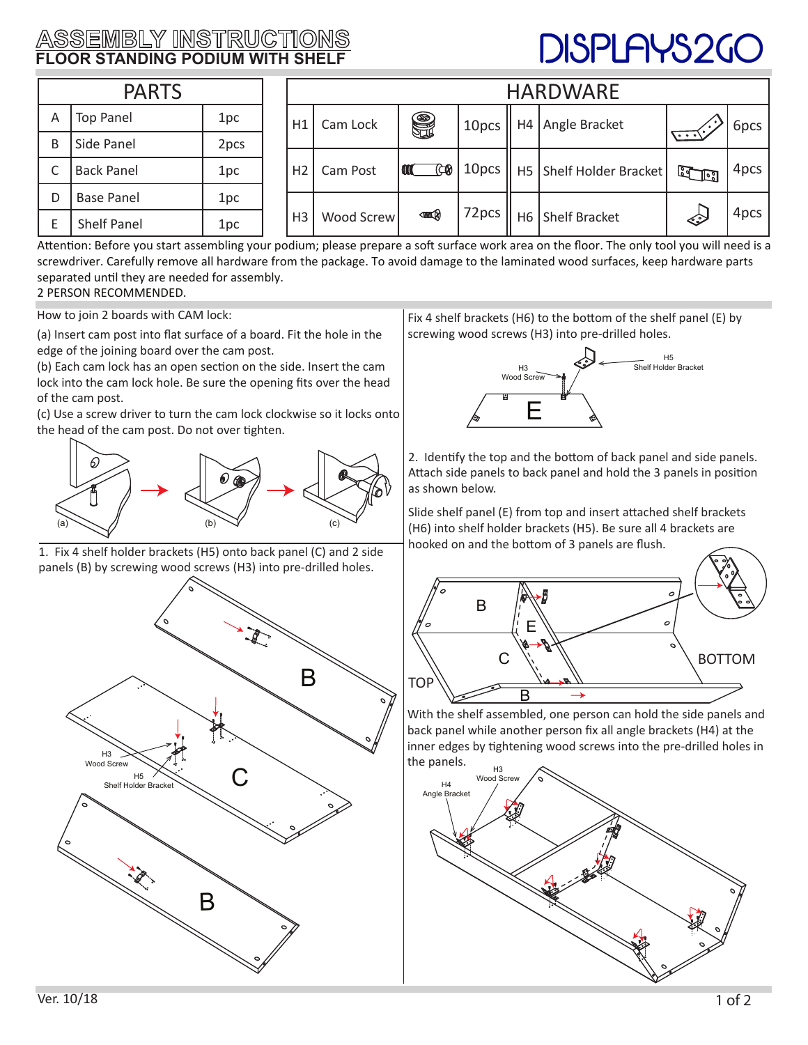# ASSEMBLY INSTRUCTIONS
## FLOOR STANDING PODIUM WITH SHELF

DISPLAYS2GO

| PARTS | | |
|---|---|---|
| A | Top Panel | 1pc |
| B | Side Panel | 2pcs |
| C | Back Panel | 1pc |
| D | Base Panel | 1pc |
| E | Shelf Panel | 1pc |

| HARDWARE | | | | | |
|---|---|---|---|---|---|
| H1 | Cam Lock | 10pcs | H4 | Angle Bracket | 6pcs |
| H2 | Cam Post | 10pcs | H5 | Shelf Holder Bracket | 4pcs |
| H3 | Wood Screw | 72pcs | H6 | Shelf Bracket | 4pcs |

Attention: Before you start assembling your podium; please prepare a soft surface work area on the floor. The only tool you will need is a screwdriver. Carefully remove all hardware from the package. To avoid damage to the laminated wood surfaces, keep hardware parts separated until they are needed for assembly.
2 PERSON RECOMMENDED.

How to join 2 boards with CAM lock:

(a) Insert cam post into flat surface of a board. Fit the hole in the edge of the joining board over the cam post.
(b) Each cam lock has an open section on the side. Insert the cam lock into the cam lock hole. Be sure the opening fits over the head of the cam post.
(c) Use a screw driver to turn the cam lock clockwise so it locks onto the head of the cam post. Do not over tighten.

(a) (b) (c)

1. Fix 4 shelf holder brackets (H5) onto back panel (C) and 2 side panels (B) by screwing wood screws (H3) into pre-drilled holes.

B C B
H3 Wood Screw
H5 Shelf Holder Bracket

Fix 4 shelf brackets (H6) to the bottom of the shelf panel (E) by screwing wood screws (H3) into pre-drilled holes.

H3 Wood Screw
H5 Shelf Holder Bracket
E

2. Identify the top and the bottom of back panel and side panels. Attach side panels to back panel and hold the 3 panels in position as shown below.

Slide shelf panel (E) from top and insert attached shelf brackets (H6) into shelf holder brackets (H5). Be sure all 4 brackets are hooked on and the bottom of 3 panels are flush.

B E C B TOP BOTTOM

With the shelf assembled, one person can hold the side panels and back panel while another person fix all angle brackets (H4) at the inner edges by tightening wood screws into the pre-drilled holes in the panels.

H3 Wood Screw
H4 Angle Bracket

Ver. 10/18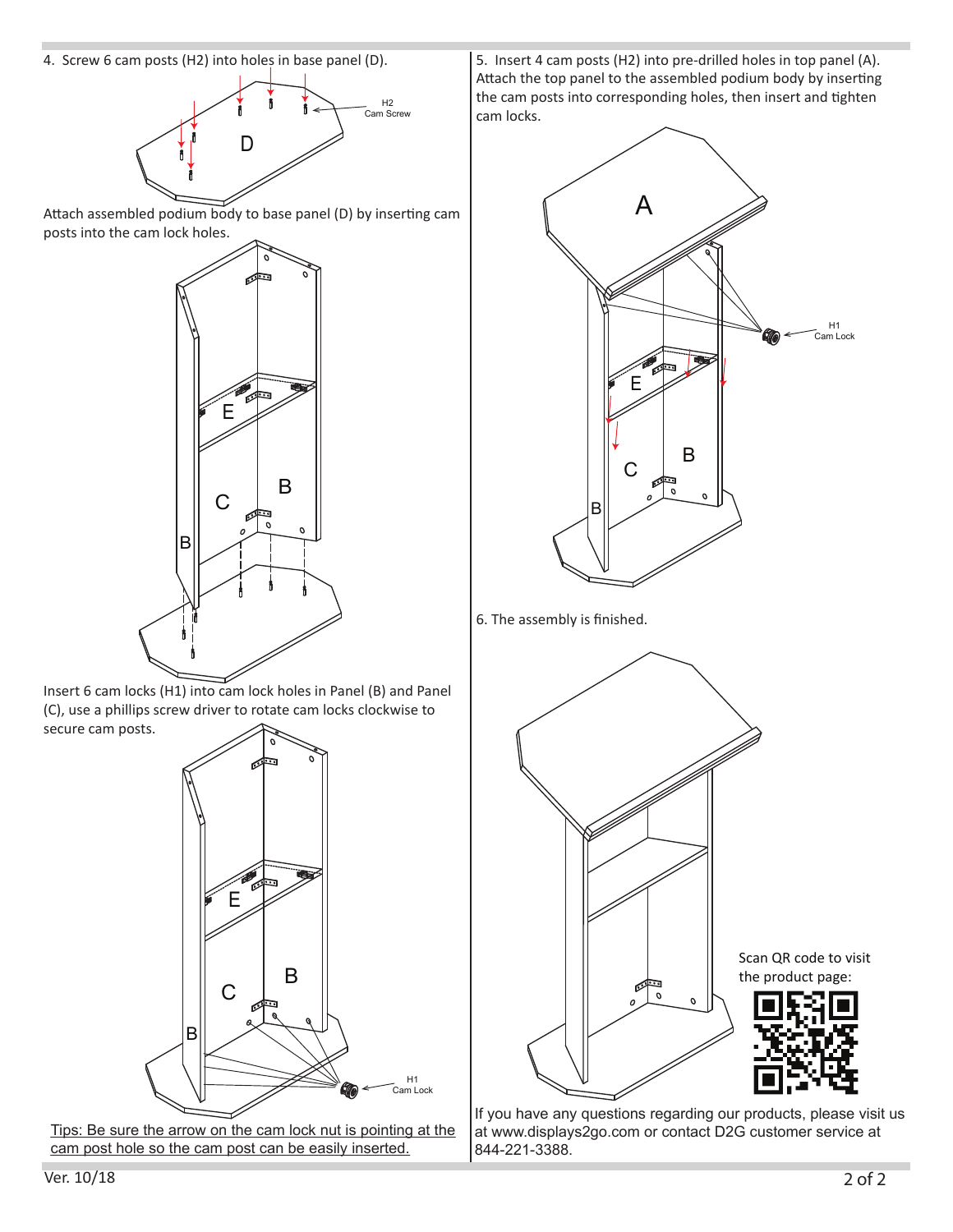4. Screw 6 cam posts (H2) into holes in base panel (D).

H2
Cam Screw

D

Attach assembled podium body to base panel (D) by inserting cam posts into the cam lock holes.

E

C

B

B

Insert 6 cam locks (H1) into cam lock holes in Panel (B) and Panel (C), use a phillips screw driver to rotate cam locks clockwise to secure cam posts.

E

C

B

B

H1
Cam Lock

Tips: Be sure the arrow on the cam lock nut is pointing at the cam post hole so the cam post can be easily inserted.

5. Insert 4 cam posts (H2) into pre-drilled holes in top panel (A). Attach the top panel to the assembled podium body by inserting the cam posts into corresponding holes, then insert and tighten cam locks.

A

H1
Cam Lock

E

C

B

B

6. The assembly is finished.

Scan QR code to visit the product page:

If you have any questions regarding our products, please visit us at www.displays2go.com or contact D2G customer service at 844-221-3388.

Ver. 10/18